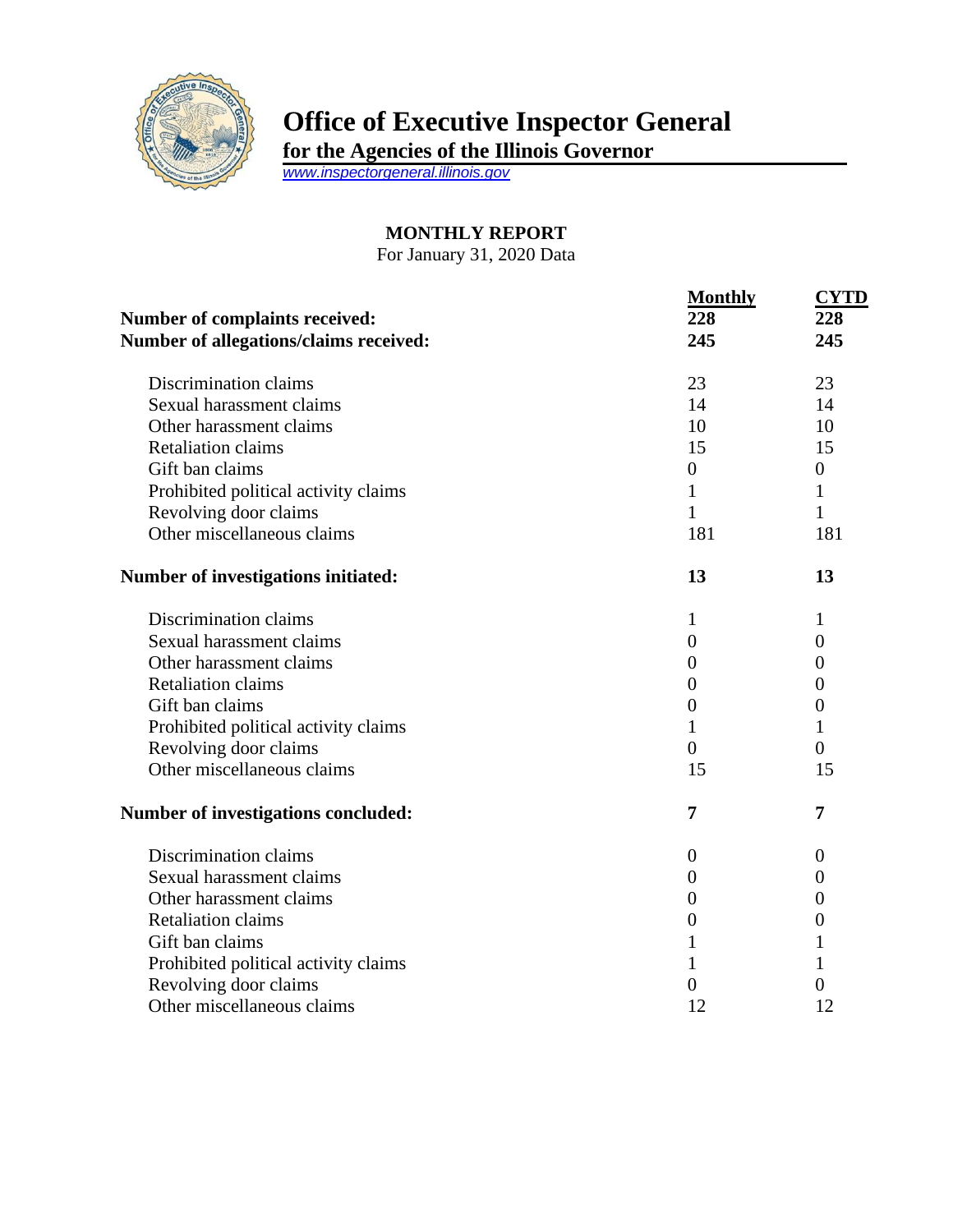# Office of Executive Inspector General

**for the Agencies of the Illinois Governor**

www.inspectorgeneral.illinois.gov

## MONTHLY REPORT

For January 31, 2020 Data

| | Monthly | CYTD |
|---|---|---|
| **Number of complaints received:** | **228** | **228** |
| **Number of allegations/claims received:** | **245** | **245** |
| Discrimination claims | 23 | 23 |
| Sexual harassment claims | 14 | 14 |
| Other harassment claims | 10 | 10 |
| Retaliation claims | 15 | 15 |
| Gift ban claims | 0 | 0 |
| Prohibited political activity claims | 1 | 1 |
| Revolving door claims | 1 | 1 |
| Other miscellaneous claims | 181 | 181 |
| **Number of investigations initiated:** | **13** | **13** |
| Discrimination claims | 1 | 1 |
| Sexual harassment claims | 0 | 0 |
| Other harassment claims | 0 | 0 |
| Retaliation claims | 0 | 0 |
| Gift ban claims | 0 | 0 |
| Prohibited political activity claims | 1 | 1 |
| Revolving door claims | 0 | 0 |
| Other miscellaneous claims | 15 | 15 |
| **Number of investigations concluded:** | **7** | **7** |
| Discrimination claims | 0 | 0 |
| Sexual harassment claims | 0 | 0 |
| Other harassment claims | 0 | 0 |
| Retaliation claims | 0 | 0 |
| Gift ban claims | 1 | 1 |
| Prohibited political activity claims | 1 | 1 |
| Revolving door claims | 0 | 0 |
| Other miscellaneous claims | 12 | 12 |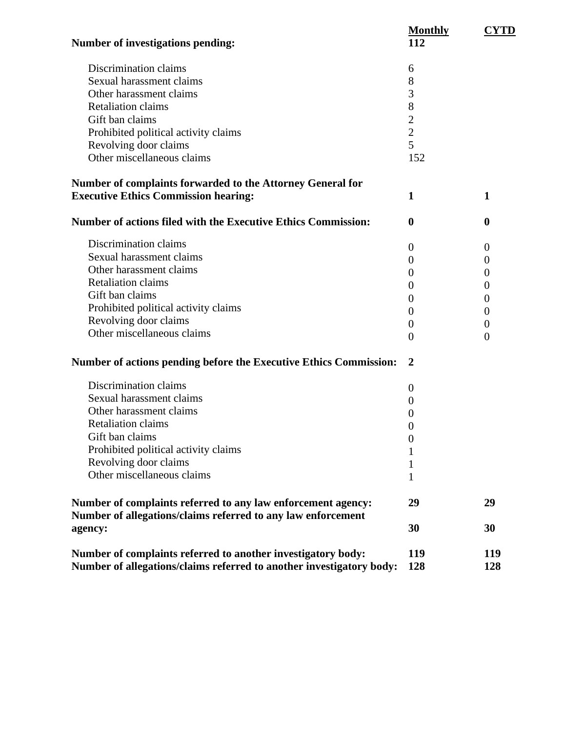| | Monthly | CYTD |
|---|---|---|
| **Number of investigations pending:** | **112** | |
| Discrimination claims | 6 | |
| Sexual harassment claims | 8 | |
| Other harassment claims | 3 | |
| Retaliation claims | 8 | |
| Gift ban claims | 2 | |
| Prohibited political activity claims | 2 | |
| Revolving door claims | 5 | |
| Other miscellaneous claims | 152 | |
| **Number of complaints forwarded to the Attorney General for Executive Ethics Commission hearing:** | **1** | **1** |
| **Number of actions filed with the Executive Ethics Commission:** | **0** | **0** |
| Discrimination claims | 0 | 0 |
| Sexual harassment claims | 0 | 0 |
| Other harassment claims | 0 | 0 |
| Retaliation claims | 0 | 0 |
| Gift ban claims | 0 | 0 |
| Prohibited political activity claims | 0 | 0 |
| Revolving door claims | 0 | 0 |
| Other miscellaneous claims | 0 | 0 |
| **Number of actions pending before the Executive Ethics Commission:** | **2** | |
| Discrimination claims | 0 | |
| Sexual harassment claims | 0 | |
| Other harassment claims | 0 | |
| Retaliation claims | 0 | |
| Gift ban claims | 0 | |
| Prohibited political activity claims | 1 | |
| Revolving door claims | 1 | |
| Other miscellaneous claims | 1 | |
| **Number of complaints referred to any law enforcement agency:** | **29** | **29** |
| **Number of allegations/claims referred to any law enforcement agency:** | **30** | **30** |
| **Number of complaints referred to another investigatory body:** | **119** | **119** |
| **Number of allegations/claims referred to another investigatory body:** | **128** | **128** |